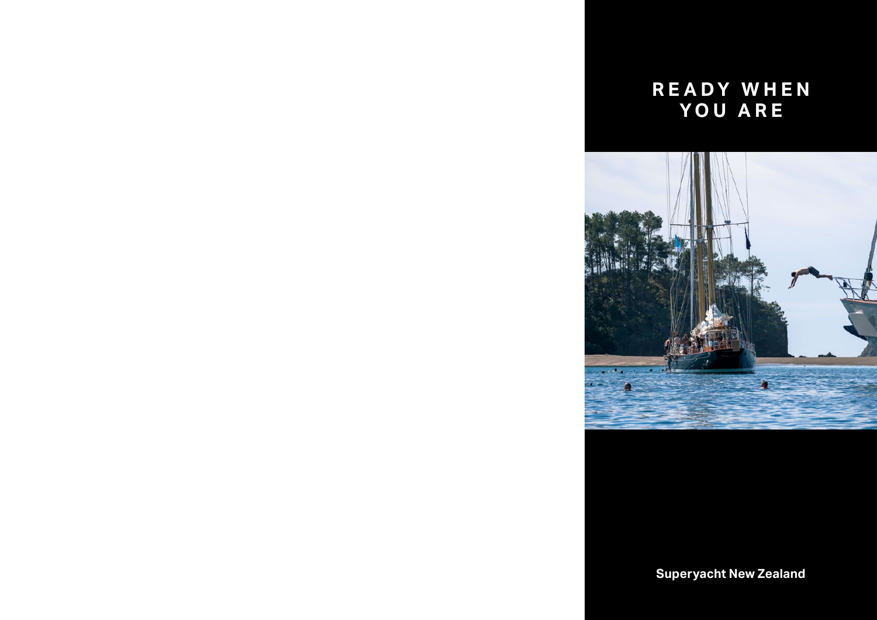# READY WHEN YOU ARE

**Superyacht New Zealand**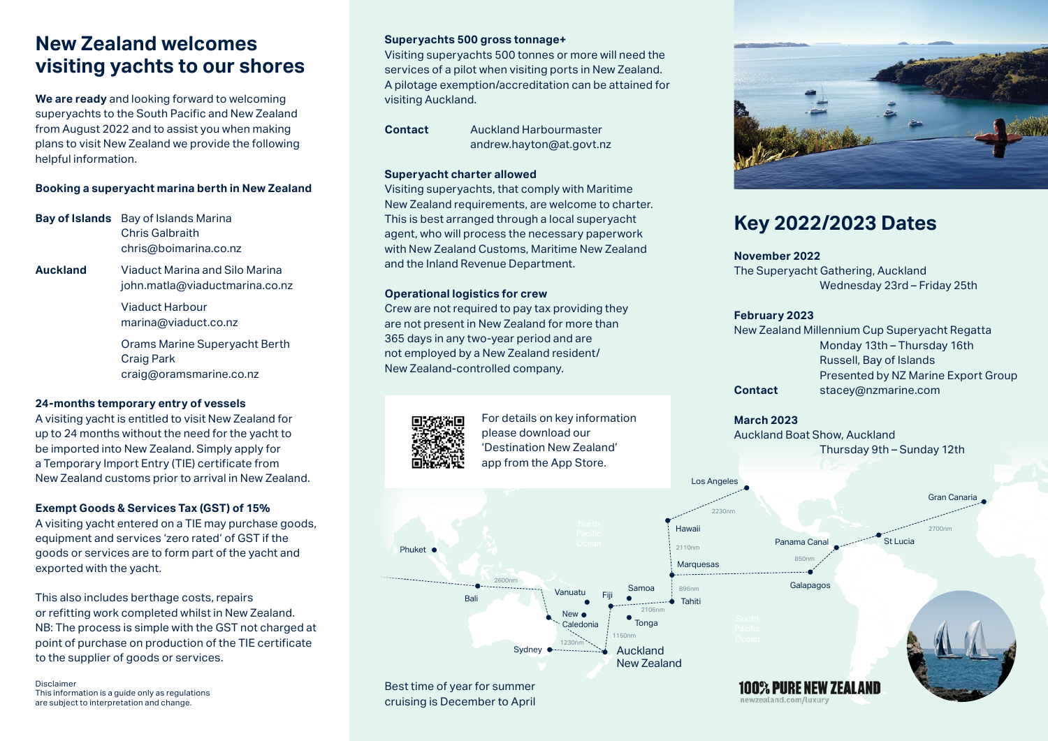# New Zealand welcomes visiting yachts to our shores

**We are ready** and looking forward to welcoming superyachts to the South Pacific and New Zealand from August 2022 and to assist you when making plans to visit New Zealand we provide the following helpful information.

### Booking a superyacht marina berth in New Zealand

**Bay of Islands**
Bay of Islands Marina
Chris Galbraith
chris@boimarina.co.nz

**Auckland**
Viaduct Marina and Silo Marina
john.matla@viaductmarina.co.nz

Viaduct Harbour
marina@viaduct.co.nz

Orams Marine Superyacht Berth
Craig Park
craig@oramsmarine.co.nz

### 24-months temporary entry of vessels

A visiting yacht is entitled to visit New Zealand for up to 24 months without the need for the yacht to be imported into New Zealand. Simply apply for a Temporary Import Entry (TIE) certificate from New Zealand customs prior to arrival in New Zealand.

### Exempt Goods & Services Tax (GST) of 15%

A visiting yacht entered on a TIE may purchase goods, equipment and services 'zero rated' of GST if the goods or services are to form part of the yacht and exported with the yacht.

This also includes berthage costs, repairs or refitting work completed whilst in New Zealand. NB: The process is simple with the GST not charged at point of purchase on production of the TIE certificate to the supplier of goods or services.

Disclaimer
This information is a guide only as regulations are subject to interpretation and change.

### Superyachts 500 gross tonnage+

Visiting superyachts 500 tonnes or more will need the services of a pilot when visiting ports in New Zealand. A pilotage exemption/accreditation can be attained for visiting Auckland.

**Contact**
Auckland Harbourmaster
andrew.hayton@at.govt.nz

### Superyacht charter allowed

Visiting superyachts, that comply with Maritime New Zealand requirements, are welcome to charter. This is best arranged through a local superyacht agent, who will process the necessary paperwork with New Zealand Customs, Maritime New Zealand and the Inland Revenue Department.

### Operational logistics for crew

Crew are not required to pay tax providing they are not present in New Zealand for more than 365 days in any two-year period and are not employed by a New Zealand resident/ New Zealand-controlled company.

For details on key information please download our 'Destination New Zealand' app from the App Store.

Best time of year for summer cruising is December to April

## Key 2022/2023 Dates

**November 2022**
The Superyacht Gathering, Auckland
Wednesday 23rd – Friday 25th

**February 2023**
New Zealand Millennium Cup Superyacht Regatta
Monday 13th – Thursday 16th
Russell, Bay of Islands
Presented by NZ Marine Export Group

**Contact** stacey@nzmarine.com

**March 2023**
Auckland Boat Show, Auckland
Thursday 9th – Sunday 12th

100% PURE NEW ZEALAND
newzealand.com/luxury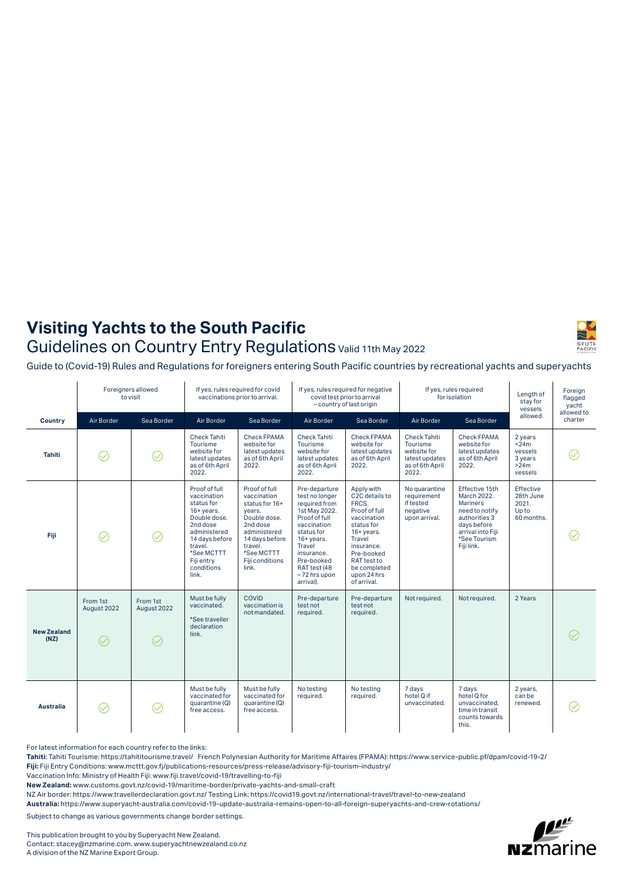# Visiting Yachts to the South Pacific

## Guidelines on Country Entry Regulations Valid 11th May 2022

Guide to (Covid-19) Rules and Regulations for foreigners entering South Pacific countries by recreational yachts and superyachts

| | Foreigners allowed to visit | | If yes, rules required for covid vaccinations prior to arrival. | | If yes, rules required for negative covid test prior to arrival – country of last origin | | If yes, rules required for isolation | | Length of stay for vessels allowed | Foreign flagged yacht allowed to charter |
|---|---|---|---|---|---|---|---|---|---|---|
| Country | Air Border | Sea Border | Air Border | Sea Border | Air Border | Sea Border | Air Border | Sea Border | | |
| Tahiti | ✓ | ✓ | Check Tahiti Tourisme website for latest updates as of 6th April 2022. | Check FPAMA website for latest updates as of 6th April 2022. | Check Tahiti Tourisme website for latest updates as of 6th April 2022. | Check FPAMA website for latest updates as of 6th April 2022. | Check Tahiti Tourisme website for latest updates as of 6th April 2022. | Check FPAMA website for latest updates as of 6th April 2022. | 2 years <24m vessels 3 years >24m vessels | ✓ |
| Fiji | ✓ | ✓ | Proof of full vaccination status for 16+ years. Double dose. 2nd dose administered 14 days before travel. *See MCTTT Fiji entry conditions link. | Proof of full vaccination status for 16+ years. Double dose. 2nd dose administered 14 days before travel. *See MCTTT Fiji conditions link. | Pre-departure test no longer required from 1st May 2022. Proof of full vaccination status for 16+ years. Travel insurance. Pre-booked RAT test (48 – 72 hrs upon arrival). | Apply with C2C details to FRCS. Proof of full vaccination status for 16+ years. Travel insurance. Pre-booked RAT test to be completed upon 24 hrs of arrival. | No quarantine requirement if tested negative upon arrival. | Effective 15th March 2022. Mariners need to notify authorities 3 days before arrival into Fiji *See Tourism Fiji link. | Effective 28th June 2021. Up to 60 months. | ✓ |
| New Zealand (NZ) | From 1st August 2022 ✓ | From 1st August 2022 ✓ | Must be fully vaccinated. *See traveller declaration link. | COVID vaccination is not mandated. | Pre-departure test not required. | Pre-departure test not required. | Not required. | Not required. | 2 Years | ✓ |
| Australia | ✓ | ✓ | Must be fully vaccinated for quarantine (Q) free access. | Must be fully vaccinated for quarantine (Q) free access. | No testing required. | No testing required. | 7 days hotel Q if unvaccinated. | 7 days hotel Q for unvaccinated, time in transit counts towards this. | 2 years, can be renewed. | ✓ |

For latest information for each country refer to the links:

**Tahiti**: Tahiti Tourisme: https://tahititourisme.travel/ French Polynesian Authority for Maritime Affaires (FPAMA): https://www.service-public.pf/dpam/covid-19-2/

**Fiji:** Fiji Entry Conditions: www.mcttt.gov.fj/publications-resources/press-release/advisory-fiji-tourism-industry/

Vaccination Info: Ministry of Health Fiji: www.fiji.travel/covid-19/travelling-to-fiji

**New Zealand:** www.customs.govt.nz/covid-19/maritime-border/private-yachts-and-small-craft

NZ Air border: https://www.travellerdeclaration.govt.nz/ Testing Link: https://covid19.govt.nz/international-travel/travel-to-new-zealand

**Australia:** https://www.superyacht-australia.com/covid-19-update-australia-remains-open-to-all-foreign-superyachts-and-crew-rotations/

Subject to change as various governments change border settings.

This publication brought to you by Superyacht New Zealand.
Contact: stacey@nzmarine.com. www.superyachtnewzealand.co.nz
A division of the NZ Marine Export Group.